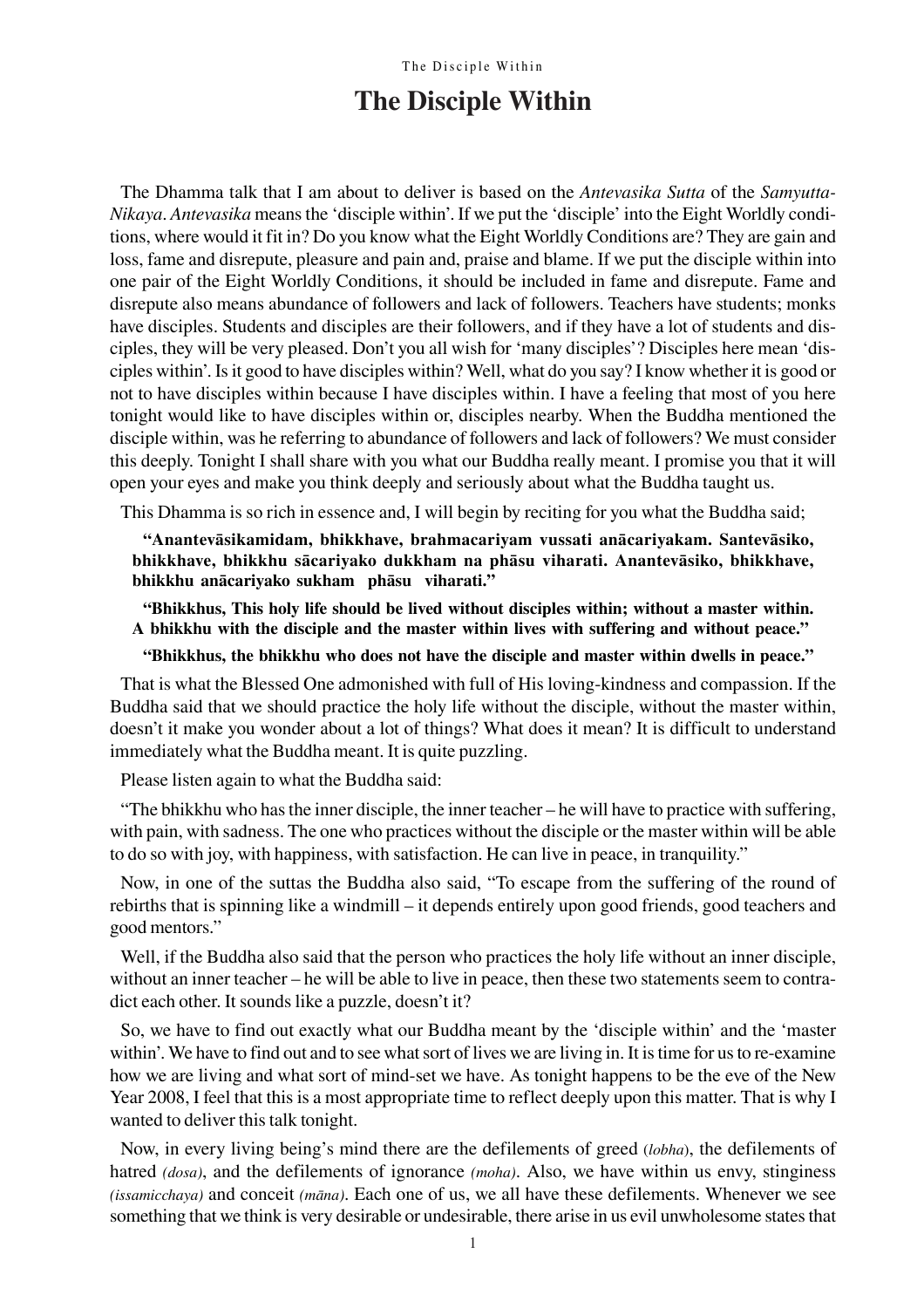# The Disciple Within

The Dhamma talk that I am about to deliver is based on the *Antevasika Sutta* of the *Samyutta-Nikaya*. *Antevasika* means the 'disciple within'. If we put the 'disciple' into the Eight Worldly conditions, where would it fit in? Do you know what the Eight Worldly Conditions are? They are gain and loss, fame and disrepute, pleasure and pain and, praise and blame. If we put the disciple within into one pair of the Eight Worldly Conditions, it should be included in fame and disrepute. Fame and disrepute also means abundance of followers and lack of followers. Teachers have students; monks have disciples. Students and disciples are their followers, and if they have a lot of students and disciples, they will be very pleased. Don't you all wish for 'many disciples'? Disciples here mean 'disciples within'. Is it good to have disciples within? Well, what do you say? I know whether it is good or not to have disciples within because I have disciples within. I have a feeling that most of you here tonight would like to have disciples within or, disciples nearby. When the Buddha mentioned the disciple within, was he referring to abundance of followers and lack of followers? We must consider this deeply. Tonight I shall share with you what our Buddha really meant. I promise you that it will open your eyes and make you think deeply and seriously about what the Buddha taught us.

This Dhamma is so rich in essence and, I will begin by reciting for you what the Buddha said;

> **"Anantevāsikamidam, bhikkhave, brahmacariyam vussati anācariyakam. Santevāsiko, bhikkhave, bhikkhu sācariyako dukkham na phāsu viharati. Anantevāsiko, bhikkhave, bhikkhu anācariyako sukham phāsu viharati."**
>
> **"Bhikkhus, This holy life should be lived without disciples within; without a master within. A bhikkhu with the disciple and the master within lives with suffering and without peace."**
>
> **"Bhikkhus, the bhikkhu who does not have the disciple and master within dwells in peace."**

That is what the Blessed One admonished with full of His loving-kindness and compassion. If the Buddha said that we should practice the holy life without the disciple, without the master within, doesn't it make you wonder about a lot of things? What does it mean? It is difficult to understand immediately what the Buddha meant. It is quite puzzling.

Please listen again to what the Buddha said:

"The bhikkhu who has the inner disciple, the inner teacher – he will have to practice with suffering, with pain, with sadness. The one who practices without the disciple or the master within will be able to do so with joy, with happiness, with satisfaction. He can live in peace, in tranquility."

Now, in one of the suttas the Buddha also said, "To escape from the suffering of the round of rebirths that is spinning like a windmill – it depends entirely upon good friends, good teachers and good mentors."

Well, if the Buddha also said that the person who practices the holy life without an inner disciple, without an inner teacher – he will be able to live in peace, then these two statements seem to contradict each other. It sounds like a puzzle, doesn't it?

So, we have to find out exactly what our Buddha meant by the 'disciple within' and the 'master within'. We have to find out and to see what sort of lives we are living in. It is time for us to re-examine how we are living and what sort of mind-set we have. As tonight happens to be the eve of the New Year 2008, I feel that this is a most appropriate time to reflect deeply upon this matter. That is why I wanted to deliver this talk tonight.

Now, in every living being's mind there are the defilements of greed (*lobha*), the defilements of hatred *(dosa)*, and the defilements of ignorance *(moha)*. Also, we have within us envy, stinginess *(issamicchaya)* and conceit *(māna)*. Each one of us, we all have these defilements. Whenever we see something that we think is very desirable or undesirable, there arise in us evil unwholesome states that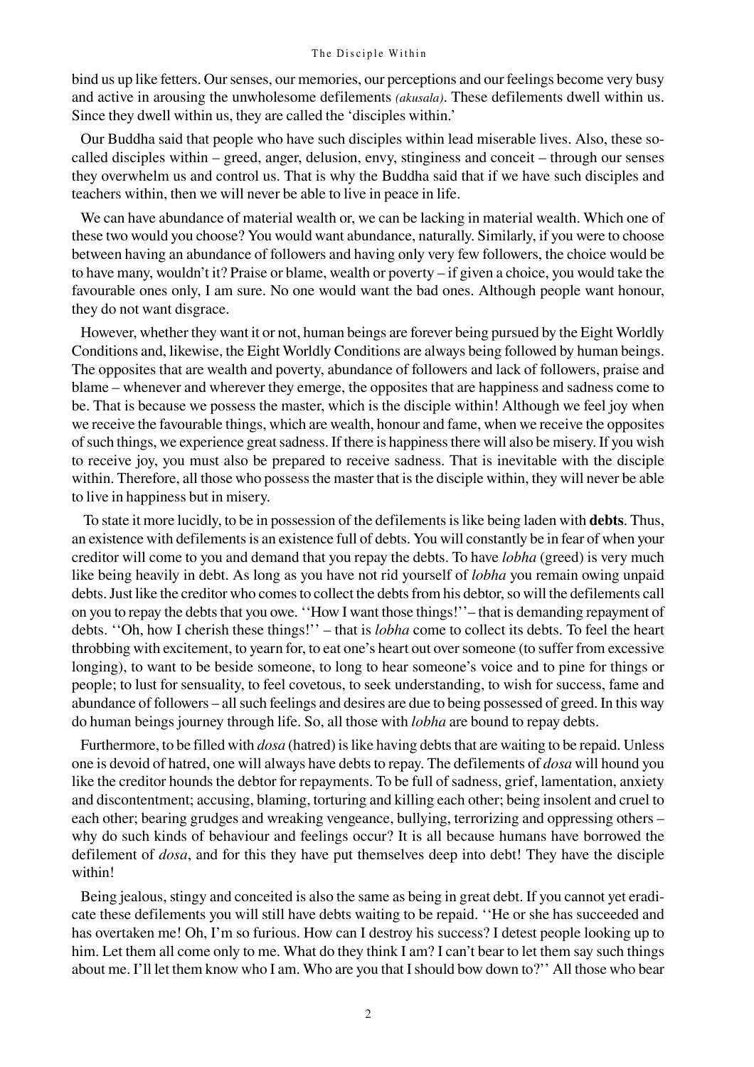bind us up like fetters. Our senses, our memories, our perceptions and our feelings become very busy and active in arousing the unwholesome defilements *(akusala)*. These defilements dwell within us. Since they dwell within us, they are called the 'disciples within.'

Our Buddha said that people who have such disciples within lead miserable lives. Also, these so-called disciples within – greed, anger, delusion, envy, stinginess and conceit – through our senses they overwhelm us and control us. That is why the Buddha said that if we have such disciples and teachers within, then we will never be able to live in peace in life.

We can have abundance of material wealth or, we can be lacking in material wealth. Which one of these two would you choose? You would want abundance, naturally. Similarly, if you were to choose between having an abundance of followers and having only very few followers, the choice would be to have many, wouldn't it? Praise or blame, wealth or poverty – if given a choice, you would take the favourable ones only, I am sure. No one would want the bad ones. Although people want honour, they do not want disgrace.

However, whether they want it or not, human beings are forever being pursued by the Eight Worldly Conditions and, likewise, the Eight Worldly Conditions are always being followed by human beings. The opposites that are wealth and poverty, abundance of followers and lack of followers, praise and blame – whenever and wherever they emerge, the opposites that are happiness and sadness come to be. That is because we possess the master, which is the disciple within! Although we feel joy when we receive the favourable things, which are wealth, honour and fame, when we receive the opposites of such things, we experience great sadness. If there is happiness there will also be misery. If you wish to receive joy, you must also be prepared to receive sadness. That is inevitable with the disciple within. Therefore, all those who possess the master that is the disciple within, they will never be able to live in happiness but in misery.

To state it more lucidly, to be in possession of the defilements is like being laden with **debts**. Thus, an existence with defilements is an existence full of debts. You will constantly be in fear of when your creditor will come to you and demand that you repay the debts. To have *lobha* (greed) is very much like being heavily in debt. As long as you have not rid yourself of *lobha* you remain owing unpaid debts. Just like the creditor who comes to collect the debts from his debtor, so will the defilements call on you to repay the debts that you owe. ''How I want those things!''– that is demanding repayment of debts. ''Oh, how I cherish these things!'' – that is *lobha* come to collect its debts. To feel the heart throbbing with excitement, to yearn for, to eat one's heart out over someone (to suffer from excessive longing), to want to be beside someone, to long to hear someone's voice and to pine for things or people; to lust for sensuality, to feel covetous, to seek understanding, to wish for success, fame and abundance of followers – all such feelings and desires are due to being possessed of greed. In this way do human beings journey through life. So, all those with *lobha* are bound to repay debts.

Furthermore, to be filled with *dosa* (hatred) is like having debts that are waiting to be repaid. Unless one is devoid of hatred, one will always have debts to repay. The defilements of *dosa* will hound you like the creditor hounds the debtor for repayments. To be full of sadness, grief, lamentation, anxiety and discontentment; accusing, blaming, torturing and killing each other; being insolent and cruel to each other; bearing grudges and wreaking vengeance, bullying, terrorizing and oppressing others – why do such kinds of behaviour and feelings occur? It is all because humans have borrowed the defilement of *dosa*, and for this they have put themselves deep into debt! They have the disciple within!

Being jealous, stingy and conceited is also the same as being in great debt. If you cannot yet eradicate these defilements you will still have debts waiting to be repaid. ''He or she has succeeded and has overtaken me! Oh, I'm so furious. How can I destroy his success? I detest people looking up to him. Let them all come only to me. What do they think I am? I can't bear to let them say such things about me. I'll let them know who I am. Who are you that I should bow down to?'' All those who bear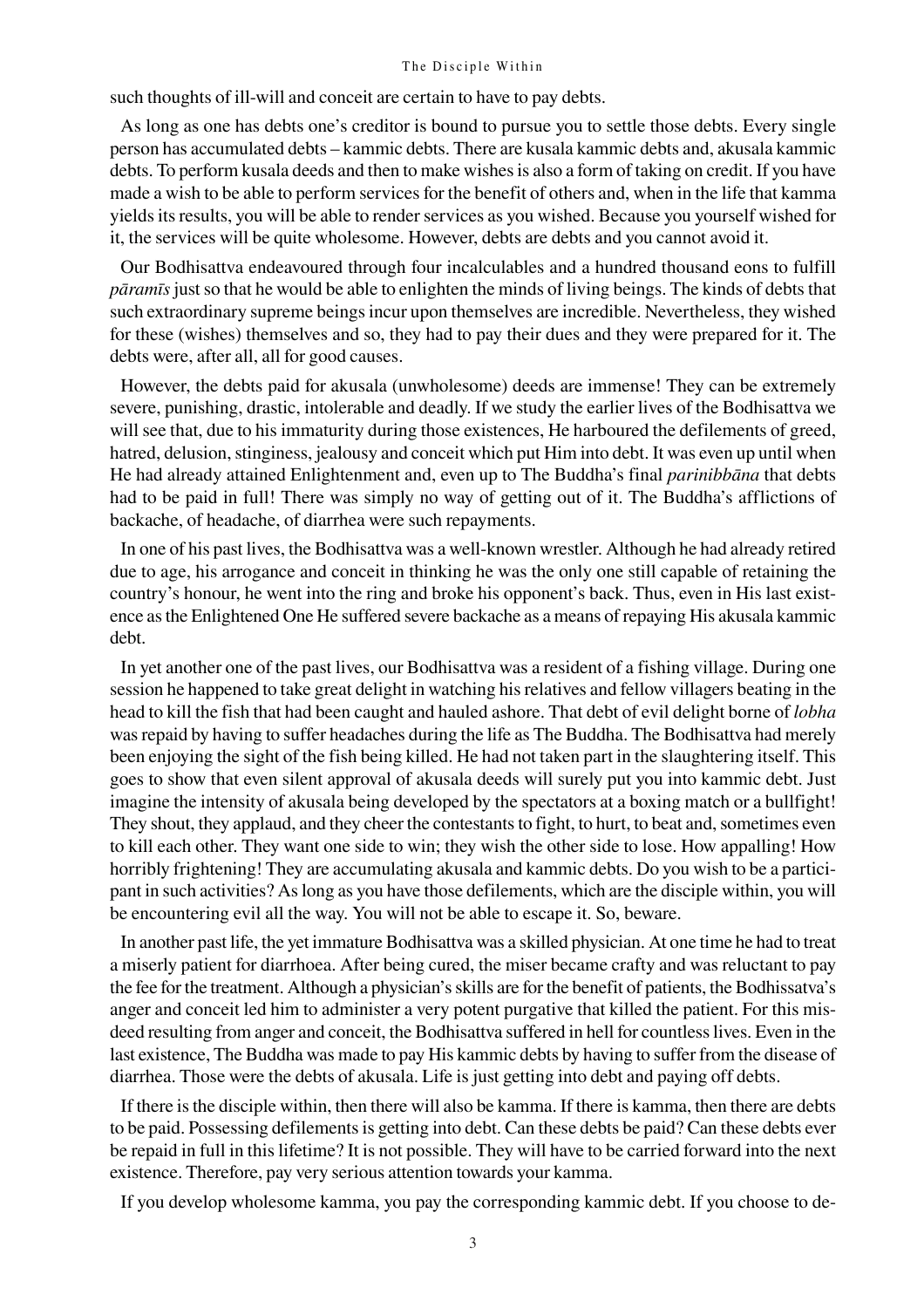such thoughts of ill-will and conceit are certain to have to pay debts.

As long as one has debts one's creditor is bound to pursue you to settle those debts. Every single person has accumulated debts – kammic debts. There are kusala kammic debts and, akusala kammic debts. To perform kusala deeds and then to make wishes is also a form of taking on credit. If you have made a wish to be able to perform services for the benefit of others and, when in the life that kamma yields its results, you will be able to render services as you wished. Because you yourself wished for it, the services will be quite wholesome. However, debts are debts and you cannot avoid it.

Our Bodhisattva endeavoured through four incalculables and a hundred thousand eons to fulfill *pāramīs* just so that he would be able to enlighten the minds of living beings. The kinds of debts that such extraordinary supreme beings incur upon themselves are incredible. Nevertheless, they wished for these (wishes) themselves and so, they had to pay their dues and they were prepared for it. The debts were, after all, all for good causes.

However, the debts paid for akusala (unwholesome) deeds are immense! They can be extremely severe, punishing, drastic, intolerable and deadly. If we study the earlier lives of the Bodhisattva we will see that, due to his immaturity during those existences, He harboured the defilements of greed, hatred, delusion, stinginess, jealousy and conceit which put Him into debt. It was even up until when He had already attained Enlightenment and, even up to The Buddha's final *parinibbāna* that debts had to be paid in full! There was simply no way of getting out of it. The Buddha's afflictions of backache, of headache, of diarrhea were such repayments.

In one of his past lives, the Bodhisattva was a well-known wrestler. Although he had already retired due to age, his arrogance and conceit in thinking he was the only one still capable of retaining the country's honour, he went into the ring and broke his opponent's back. Thus, even in His last existence as the Enlightened One He suffered severe backache as a means of repaying His akusala kammic debt.

In yet another one of the past lives, our Bodhisattva was a resident of a fishing village. During one session he happened to take great delight in watching his relatives and fellow villagers beating in the head to kill the fish that had been caught and hauled ashore. That debt of evil delight borne of *lobha* was repaid by having to suffer headaches during the life as The Buddha. The Bodhisattva had merely been enjoying the sight of the fish being killed. He had not taken part in the slaughtering itself. This goes to show that even silent approval of akusala deeds will surely put you into kammic debt. Just imagine the intensity of akusala being developed by the spectators at a boxing match or a bullfight! They shout, they applaud, and they cheer the contestants to fight, to hurt, to beat and, sometimes even to kill each other. They want one side to win; they wish the other side to lose. How appalling! How horribly frightening! They are accumulating akusala and kammic debts. Do you wish to be a participant in such activities? As long as you have those defilements, which are the disciple within, you will be encountering evil all the way. You will not be able to escape it. So, beware.

In another past life, the yet immature Bodhisattva was a skilled physician. At one time he had to treat a miserly patient for diarrhoea. After being cured, the miser became crafty and was reluctant to pay the fee for the treatment. Although a physician's skills are for the benefit of patients, the Bodhissatva's anger and conceit led him to administer a very potent purgative that killed the patient. For this misdeed resulting from anger and conceit, the Bodhisattva suffered in hell for countless lives. Even in the last existence, The Buddha was made to pay His kammic debts by having to suffer from the disease of diarrhea. Those were the debts of akusala. Life is just getting into debt and paying off debts.

If there is the disciple within, then there will also be kamma. If there is kamma, then there are debts to be paid. Possessing defilements is getting into debt. Can these debts be paid? Can these debts ever be repaid in full in this lifetime? It is not possible. They will have to be carried forward into the next existence. Therefore, pay very serious attention towards your kamma.

If you develop wholesome kamma, you pay the corresponding kammic debt. If you choose to de-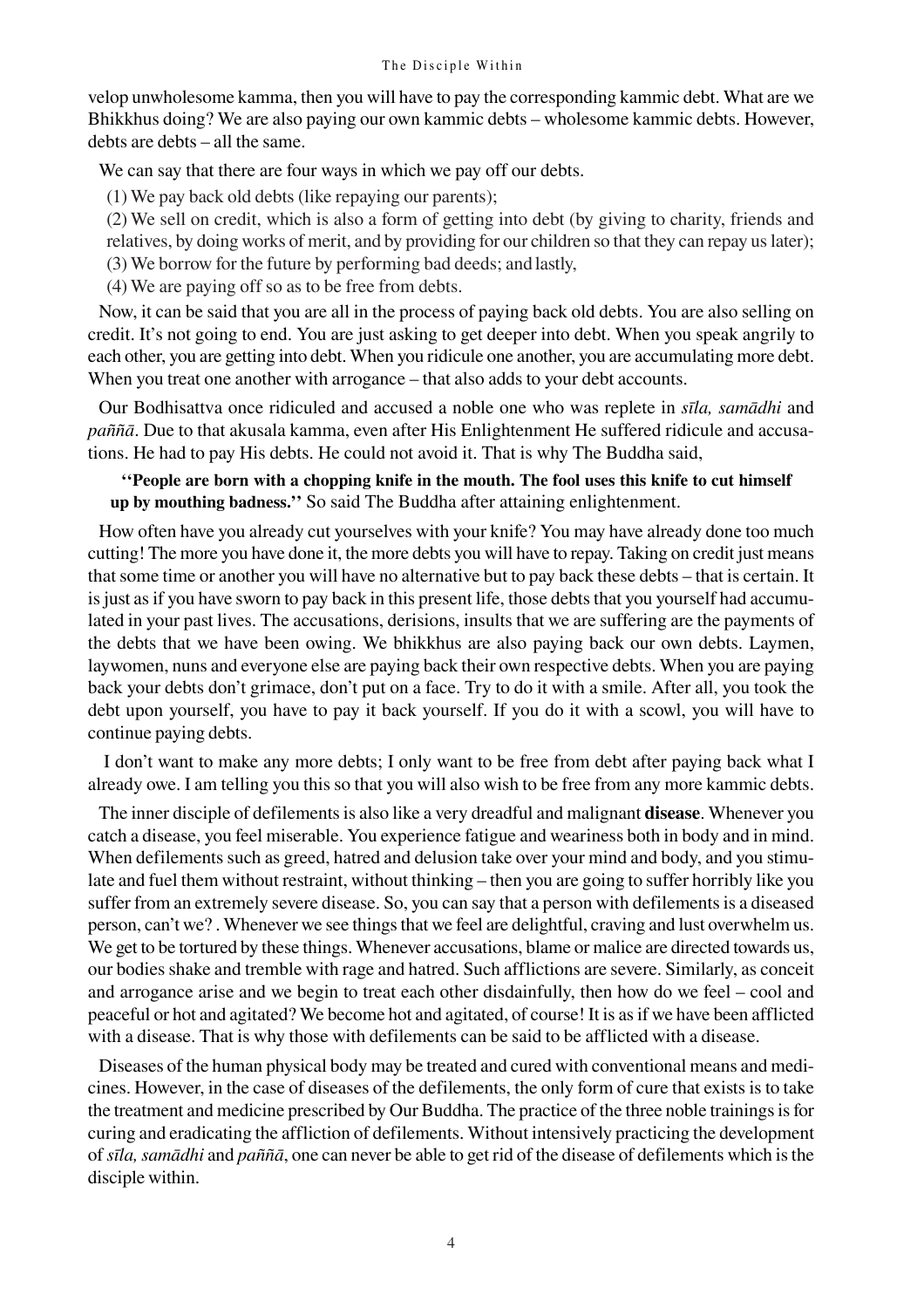velop unwholesome kamma, then you will have to pay the corresponding kammic debt. What are we Bhikkhus doing? We are also paying our own kammic debts – wholesome kammic debts. However, debts are debts – all the same.

We can say that there are four ways in which we pay off our debts.

(1) We pay back old debts (like repaying our parents);

(2) We sell on credit, which is also a form of getting into debt (by giving to charity, friends and relatives, by doing works of merit, and by providing for our children so that they can repay us later);

(3) We borrow for the future by performing bad deeds; and lastly,

(4) We are paying off so as to be free from debts.

Now, it can be said that you are all in the process of paying back old debts. You are also selling on credit. It's not going to end. You are just asking to get deeper into debt. When you speak angrily to each other, you are getting into debt. When you ridicule one another, you are accumulating more debt. When you treat one another with arrogance – that also adds to your debt accounts.

Our Bodhisattva once ridiculed and accused a noble one who was replete in *sīla, samādhi* and *paññā*. Due to that akusala kamma, even after His Enlightenment He suffered ridicule and accusations. He had to pay His debts. He could not avoid it. That is why The Buddha said,

**''People are born with a chopping knife in the mouth. The fool uses this knife to cut himself up by mouthing badness.''** So said The Buddha after attaining enlightenment.

How often have you already cut yourselves with your knife? You may have already done too much cutting! The more you have done it, the more debts you will have to repay. Taking on credit just means that some time or another you will have no alternative but to pay back these debts – that is certain. It is just as if you have sworn to pay back in this present life, those debts that you yourself had accumulated in your past lives. The accusations, derisions, insults that we are suffering are the payments of the debts that we have been owing. We bhikkhus are also paying back our own debts. Laymen, laywomen, nuns and everyone else are paying back their own respective debts. When you are paying back your debts don't grimace, don't put on a face. Try to do it with a smile. After all, you took the debt upon yourself, you have to pay it back yourself. If you do it with a scowl, you will have to continue paying debts.

I don't want to make any more debts; I only want to be free from debt after paying back what I already owe. I am telling you this so that you will also wish to be free from any more kammic debts.

The inner disciple of defilements is also like a very dreadful and malignant **disease**. Whenever you catch a disease, you feel miserable. You experience fatigue and weariness both in body and in mind. When defilements such as greed, hatred and delusion take over your mind and body, and you stimulate and fuel them without restraint, without thinking – then you are going to suffer horribly like you suffer from an extremely severe disease. So, you can say that a person with defilements is a diseased person, can't we? . Whenever we see things that we feel are delightful, craving and lust overwhelm us. We get to be tortured by these things. Whenever accusations, blame or malice are directed towards us, our bodies shake and tremble with rage and hatred. Such afflictions are severe. Similarly, as conceit and arrogance arise and we begin to treat each other disdainfully, then how do we feel – cool and peaceful or hot and agitated? We become hot and agitated, of course! It is as if we have been afflicted with a disease. That is why those with defilements can be said to be afflicted with a disease.

Diseases of the human physical body may be treated and cured with conventional means and medicines. However, in the case of diseases of the defilements, the only form of cure that exists is to take the treatment and medicine prescribed by Our Buddha. The practice of the three noble trainings is for curing and eradicating the affliction of defilements. Without intensively practicing the development of *sīla, samādhi* and *paññā*, one can never be able to get rid of the disease of defilements which is the disciple within.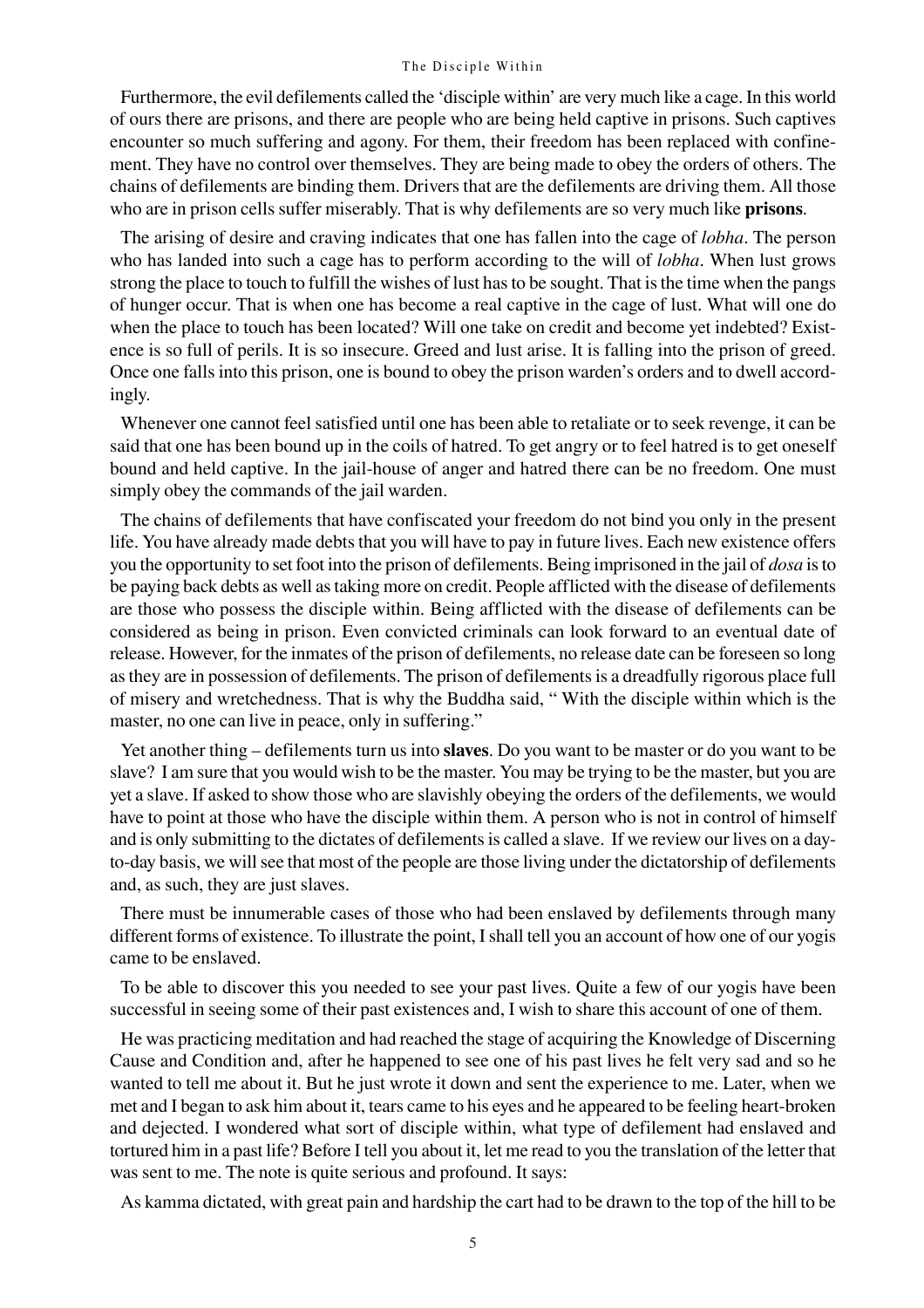Furthermore, the evil defilements called the 'disciple within' are very much like a cage. In this world of ours there are prisons, and there are people who are being held captive in prisons. Such captives encounter so much suffering and agony. For them, their freedom has been replaced with confinement. They have no control over themselves. They are being made to obey the orders of others. The chains of defilements are binding them. Drivers that are the defilements are driving them. All those who are in prison cells suffer miserably. That is why defilements are so very much like **prisons**.

The arising of desire and craving indicates that one has fallen into the cage of *lobha*. The person who has landed into such a cage has to perform according to the will of *lobha*. When lust grows strong the place to touch to fulfill the wishes of lust has to be sought. That is the time when the pangs of hunger occur. That is when one has become a real captive in the cage of lust. What will one do when the place to touch has been located? Will one take on credit and become yet indebted? Existence is so full of perils. It is so insecure. Greed and lust arise. It is falling into the prison of greed. Once one falls into this prison, one is bound to obey the prison warden's orders and to dwell accordingly.

Whenever one cannot feel satisfied until one has been able to retaliate or to seek revenge, it can be said that one has been bound up in the coils of hatred. To get angry or to feel hatred is to get oneself bound and held captive. In the jail-house of anger and hatred there can be no freedom. One must simply obey the commands of the jail warden.

The chains of defilements that have confiscated your freedom do not bind you only in the present life. You have already made debts that you will have to pay in future lives. Each new existence offers you the opportunity to set foot into the prison of defilements. Being imprisoned in the jail of *dosa* is to be paying back debts as well as taking more on credit. People afflicted with the disease of defilements are those who possess the disciple within. Being afflicted with the disease of defilements can be considered as being in prison. Even convicted criminals can look forward to an eventual date of release. However, for the inmates of the prison of defilements, no release date can be foreseen so long as they are in possession of defilements. The prison of defilements is a dreadfully rigorous place full of misery and wretchedness. That is why the Buddha said, " With the disciple within which is the master, no one can live in peace, only in suffering."

Yet another thing – defilements turn us into **slaves**. Do you want to be master or do you want to be slave? I am sure that you would wish to be the master. You may be trying to be the master, but you are yet a slave. If asked to show those who are slavishly obeying the orders of the defilements, we would have to point at those who have the disciple within them. A person who is not in control of himself and is only submitting to the dictates of defilements is called a slave. If we review our lives on a day-to-day basis, we will see that most of the people are those living under the dictatorship of defilements and, as such, they are just slaves.

There must be innumerable cases of those who had been enslaved by defilements through many different forms of existence. To illustrate the point, I shall tell you an account of how one of our yogis came to be enslaved.

To be able to discover this you needed to see your past lives. Quite a few of our yogis have been successful in seeing some of their past existences and, I wish to share this account of one of them.

He was practicing meditation and had reached the stage of acquiring the Knowledge of Discerning Cause and Condition and, after he happened to see one of his past lives he felt very sad and so he wanted to tell me about it. But he just wrote it down and sent the experience to me. Later, when we met and I began to ask him about it, tears came to his eyes and he appeared to be feeling heart-broken and dejected. I wondered what sort of disciple within, what type of defilement had enslaved and tortured him in a past life? Before I tell you about it, let me read to you the translation of the letter that was sent to me. The note is quite serious and profound. It says:

As kamma dictated, with great pain and hardship the cart had to be drawn to the top of the hill to be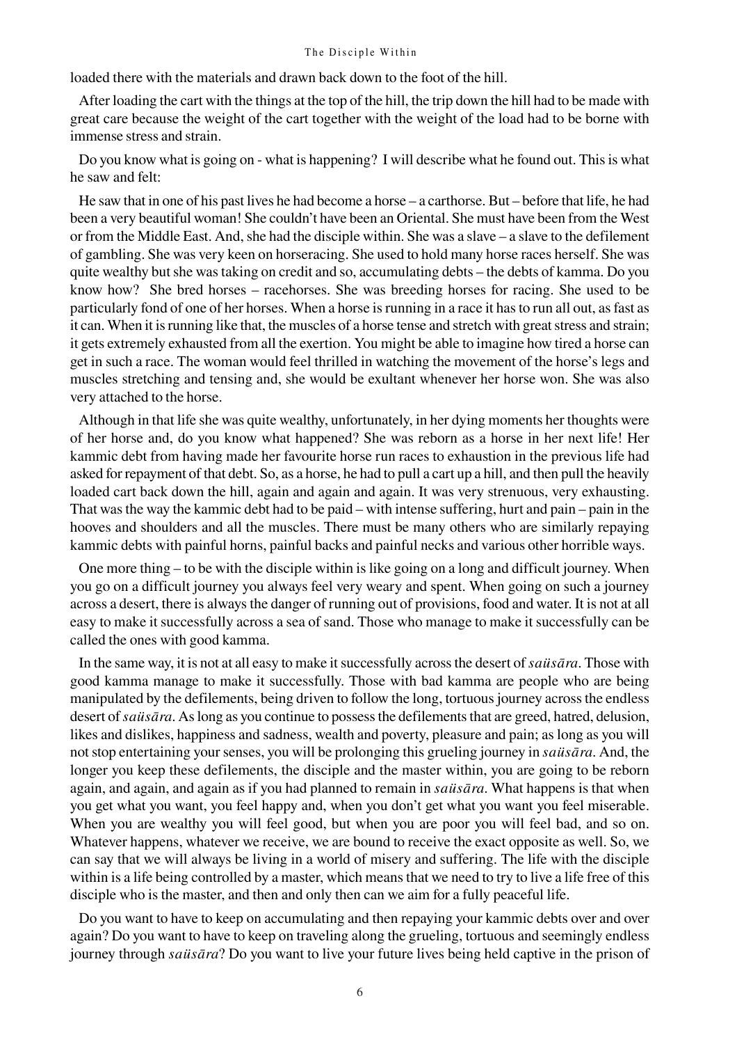loaded there with the materials and drawn back down to the foot of the hill.

After loading the cart with the things at the top of the hill, the trip down the hill had to be made with great care because the weight of the cart together with the weight of the load had to be borne with immense stress and strain.

Do you know what is going on - what is happening? I will describe what he found out. This is what he saw and felt:

He saw that in one of his past lives he had become a horse – a carthorse. But – before that life, he had been a very beautiful woman! She couldn't have been an Oriental. She must have been from the West or from the Middle East. And, she had the disciple within. She was a slave – a slave to the defilement of gambling. She was very keen on horseracing. She used to hold many horse races herself. She was quite wealthy but she was taking on credit and so, accumulating debts – the debts of kamma. Do you know how? She bred horses – racehorses. She was breeding horses for racing. She used to be particularly fond of one of her horses. When a horse is running in a race it has to run all out, as fast as it can. When it is running like that, the muscles of a horse tense and stretch with great stress and strain; it gets extremely exhausted from all the exertion. You might be able to imagine how tired a horse can get in such a race. The woman would feel thrilled in watching the movement of the horse's legs and muscles stretching and tensing and, she would be exultant whenever her horse won. She was also very attached to the horse.

Although in that life she was quite wealthy, unfortunately, in her dying moments her thoughts were of her horse and, do you know what happened? She was reborn as a horse in her next life! Her kammic debt from having made her favourite horse run races to exhaustion in the previous life had asked for repayment of that debt. So, as a horse, he had to pull a cart up a hill, and then pull the heavily loaded cart back down the hill, again and again and again. It was very strenuous, very exhausting. That was the way the kammic debt had to be paid – with intense suffering, hurt and pain – pain in the hooves and shoulders and all the muscles. There must be many others who are similarly repaying kammic debts with painful horns, painful backs and painful necks and various other horrible ways.

One more thing – to be with the disciple within is like going on a long and difficult journey. When you go on a difficult journey you always feel very weary and spent. When going on such a journey across a desert, there is always the danger of running out of provisions, food and water. It is not at all easy to make it successfully across a sea of sand. Those who manage to make it successfully can be called the ones with good kamma.

In the same way, it is not at all easy to make it successfully across the desert of *saüsāra*. Those with good kamma manage to make it successfully. Those with bad kamma are people who are being manipulated by the defilements, being driven to follow the long, tortuous journey across the endless desert of *saüsāra*. As long as you continue to possess the defilements that are greed, hatred, delusion, likes and dislikes, happiness and sadness, wealth and poverty, pleasure and pain; as long as you will not stop entertaining your senses, you will be prolonging this grueling journey in *saüsāra*. And, the longer you keep these defilements, the disciple and the master within, you are going to be reborn again, and again, and again as if you had planned to remain in *saüsāra*. What happens is that when you get what you want, you feel happy and, when you don't get what you want you feel miserable. When you are wealthy you will feel good, but when you are poor you will feel bad, and so on. Whatever happens, whatever we receive, we are bound to receive the exact opposite as well. So, we can say that we will always be living in a world of misery and suffering. The life with the disciple within is a life being controlled by a master, which means that we need to try to live a life free of this disciple who is the master, and then and only then can we aim for a fully peaceful life.

Do you want to have to keep on accumulating and then repaying your kammic debts over and over again? Do you want to have to keep on traveling along the grueling, tortuous and seemingly endless journey through *saüsāra*? Do you want to live your future lives being held captive in the prison of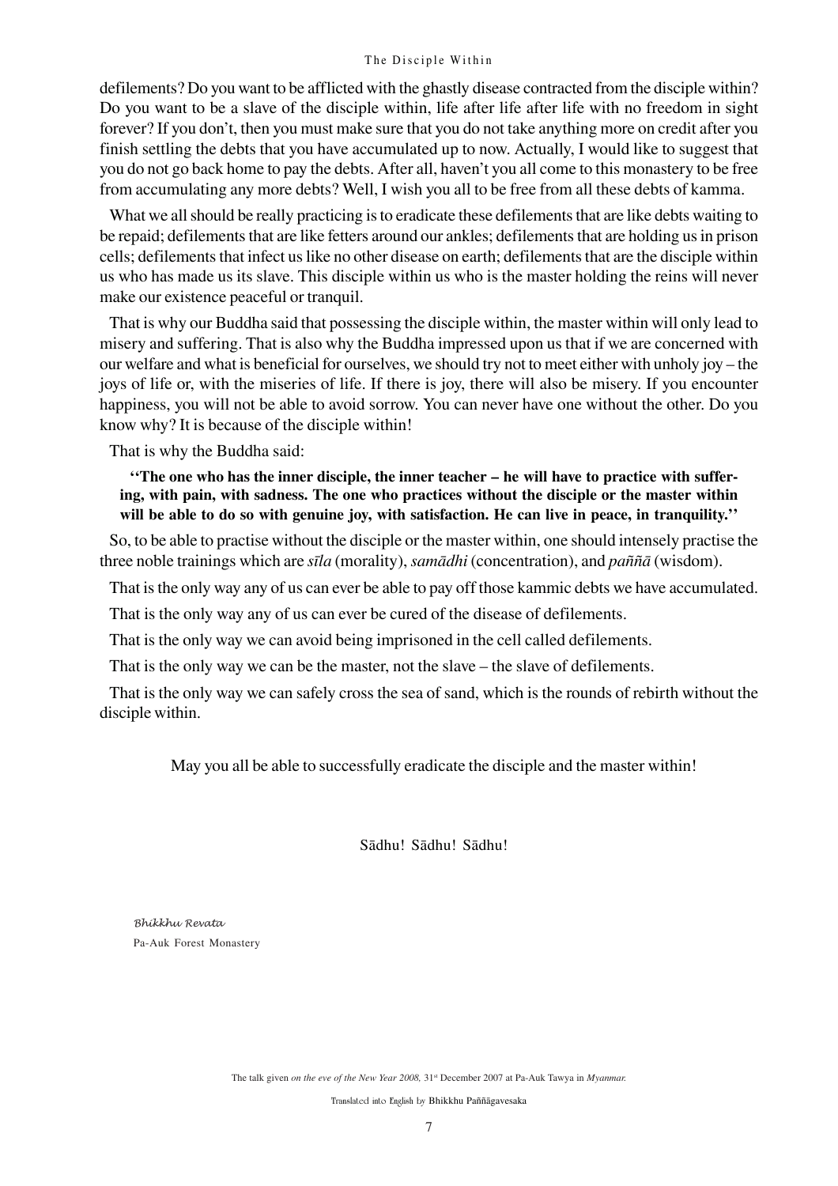defilements? Do you want to be afflicted with the ghastly disease contracted from the disciple within? Do you want to be a slave of the disciple within, life after life after life with no freedom in sight forever? If you don't, then you must make sure that you do not take anything more on credit after you finish settling the debts that you have accumulated up to now. Actually, I would like to suggest that you do not go back home to pay the debts. After all, haven't you all come to this monastery to be free from accumulating any more debts? Well, I wish you all to be free from all these debts of kamma.

What we all should be really practicing is to eradicate these defilements that are like debts waiting to be repaid; defilements that are like fetters around our ankles; defilements that are holding us in prison cells; defilements that infect us like no other disease on earth; defilements that are the disciple within us who has made us its slave. This disciple within us who is the master holding the reins will never make our existence peaceful or tranquil.

That is why our Buddha said that possessing the disciple within, the master within will only lead to misery and suffering. That is also why the Buddha impressed upon us that if we are concerned with our welfare and what is beneficial for ourselves, we should try not to meet either with unholy joy – the joys of life or, with the miseries of life. If there is joy, there will also be misery. If you encounter happiness, you will not be able to avoid sorrow. You can never have one without the other. Do you know why? It is because of the disciple within!

That is why the Buddha said:

> **''The one who has the inner disciple, the inner teacher – he will have to practice with suffering, with pain, with sadness. The one who practices without the disciple or the master within will be able to do so with genuine joy, with satisfaction. He can live in peace, in tranquility.''**

So, to be able to practise without the disciple or the master within, one should intensely practise the three noble trainings which are *sīla* (morality), *samādhi* (concentration), and *paññā* (wisdom).

That is the only way any of us can ever be able to pay off those kammic debts we have accumulated.

That is the only way any of us can ever be cured of the disease of defilements.

That is the only way we can avoid being imprisoned in the cell called defilements.

That is the only way we can be the master, not the slave – the slave of defilements.

That is the only way we can safely cross the sea of sand, which is the rounds of rebirth without the disciple within.

May you all be able to successfully eradicate the disciple and the master within!

Sādhu! Sādhu! Sādhu!

*Bhikkhu Revata*
Pa-Auk Forest Monastery

The talk given *on the eve of the New Year 2008,* 31st December 2007 at Pa-Auk Tawya in *Myanmar.*

Translated into English by Bhikkhu Paññāgavesaka